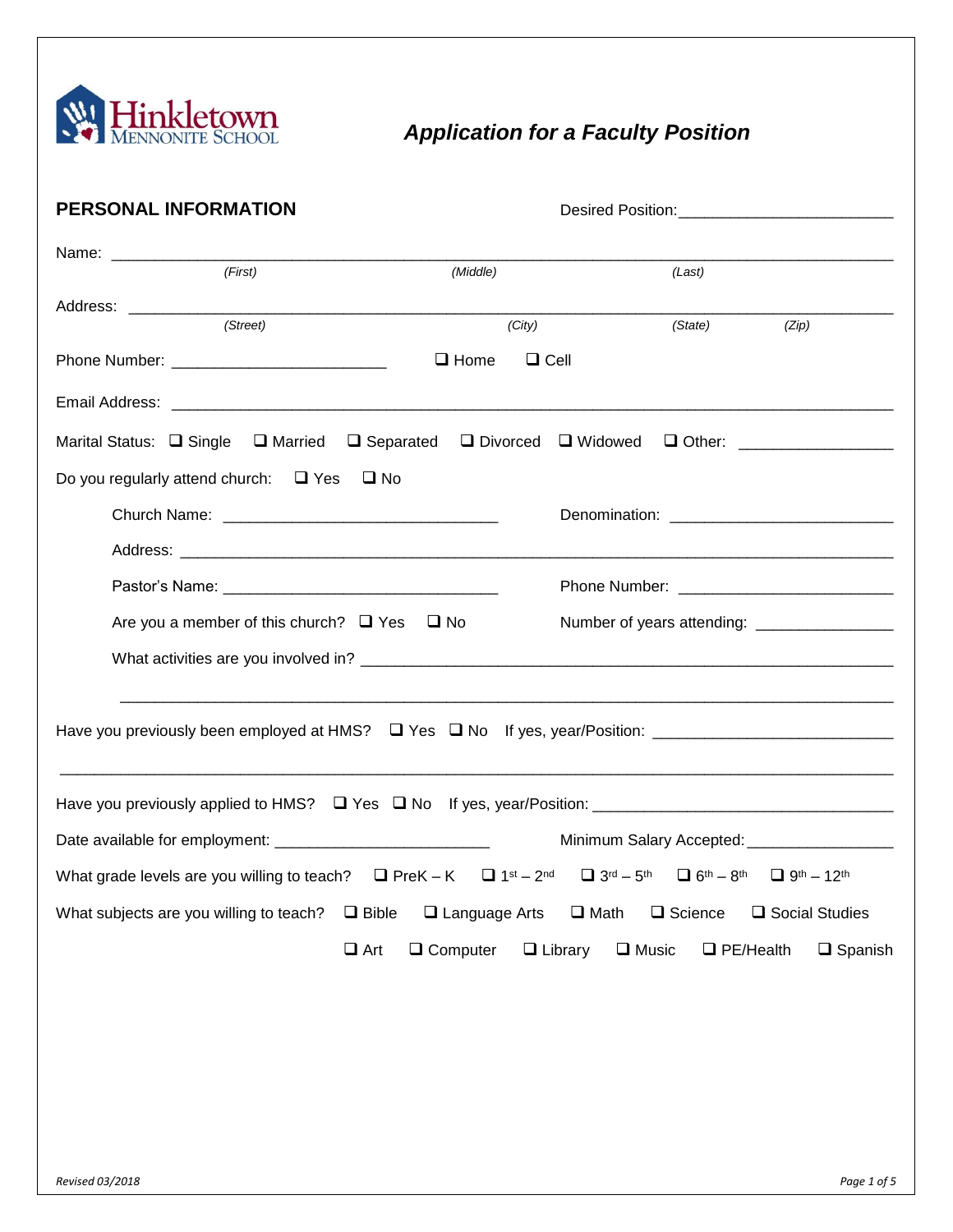Hinkletown Mennonite School

# *Application for a Faculty Position*

## PERSONAL INFORMATION

Desired Position: ________________________

Name: ______________________________________________________________________________
(First) (Middle) (Last)

Address: ____________________________________________________________________________
(Street) (City) (State) (Zip)

Phone Number: ________________________ ❑ Home ❑ Cell

Email Address: _______________________________________________________________________

Marital Status: ❑ Single ❑ Married ❑ Separated ❑ Divorced ❑ Widowed ❑ Other: _________________

Do you regularly attend church: ❑ Yes ❑ No

Church Name: _______________________________ Denomination: _________________________

Address: ______________________________________________________________________

Pastor's Name: _______________________________ Phone Number: ________________________

Are you a member of this church? ❑ Yes ❑ No Number of years attending: _______________

What activities are you involved in? ____________________________________________________

_____________________________________________________________________________

Have you previously been employed at HMS? ❑ Yes ❑ No If yes, year/Position: ___________________________

_____________________________________________________________________________

Have you previously applied to HMS? ❑ Yes ❑ No If yes, year/Position: __________________________________

Date available for employment: ________________________ Minimum Salary Accepted: ________________

What grade levels are you willing to teach? ❑ PreK – K ❑ 1st – 2nd ❑ 3rd – 5th ❑ 6th – 8th ❑ 9th – 12th

What subjects are you willing to teach? ❑ Bible ❑ Language Arts ❑ Math ❑ Science ❑ Social Studies

❑ Art ❑ Computer ❑ Library ❑ Music ❑ PE/Health ❑ Spanish

*Revised 03/2018*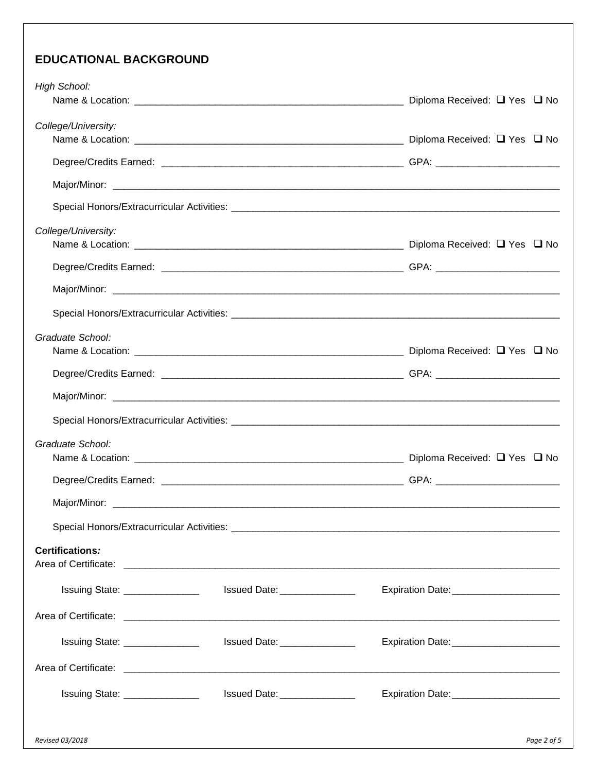## EDUCATIONAL BACKGROUND

*High School:*

Name & Location: ________________________________________________ Diploma Received: ❑ Yes ❑ No

*College/University:*

Name & Location: ________________________________________________ Diploma Received: ❑ Yes ❑ No

Degree/Credits Earned: ____________________________________________ GPA: ______________________

Major/Minor: ________________________________________________________________________________

Special Honors/Extracurricular Activities: ___________________________________________________________

*College/University:*

Name & Location: ________________________________________________ Diploma Received: ❑ Yes ❑ No

Degree/Credits Earned: ____________________________________________ GPA: ______________________

Major/Minor: ________________________________________________________________________________

Special Honors/Extracurricular Activities: ___________________________________________________________

*Graduate School:*

Name & Location: ________________________________________________ Diploma Received: ❑ Yes ❑ No

Degree/Credits Earned: ____________________________________________ GPA: ______________________

Major/Minor: ________________________________________________________________________________

Special Honors/Extracurricular Activities: ___________________________________________________________

*Graduate School:*

Name & Location: ________________________________________________ Diploma Received: ❑ Yes ❑ No

Degree/Credits Earned: ____________________________________________ GPA: ______________________

Major/Minor: ________________________________________________________________________________

Special Honors/Extracurricular Activities: ___________________________________________________________

**Certifications*:***

Area of Certificate: __________________________________________________________________________

Issuing State: ______________ Issued Date: ______________ Expiration Date: ____________________

Area of Certificate: __________________________________________________________________________

Issuing State: ______________ Issued Date: ______________ Expiration Date: ____________________

Area of Certificate: __________________________________________________________________________

Issuing State: ______________ Issued Date: ______________ Expiration Date: ____________________

*Revised 03/2018*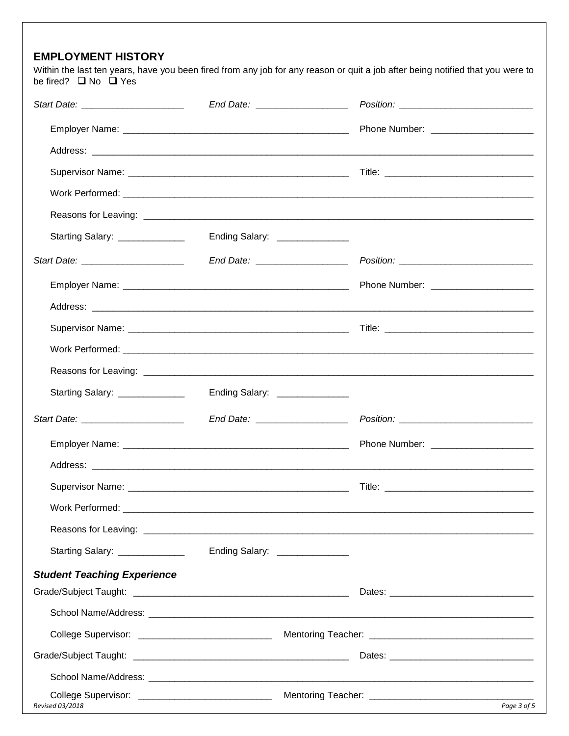## EMPLOYMENT HISTORY

Within the last ten years, have you been fired from any job for any reason or quit a job after being notified that you were to be fired? ❑ No ❑ Yes

*Start Date:* ____________________ *End Date:* __________________ *Position:* __________________________

Employer Name: ____________________________________________ Phone Number: ____________________

Address: ______________________________________________________________________________________

Supervisor Name: ___________________________________________ Title: _____________________________

Work Performed: _______________________________________________________________________________

Reasons for Leaving: ____________________________________________________________________________

Starting Salary: _____________ Ending Salary: ______________

*Start Date:* ____________________ *End Date:* __________________ *Position:* __________________________

Employer Name: ____________________________________________ Phone Number: ____________________

Address: ______________________________________________________________________________________

Supervisor Name: ___________________________________________ Title: _____________________________

Work Performed: _______________________________________________________________________________

Reasons for Leaving: ____________________________________________________________________________

Starting Salary: _____________ Ending Salary: ______________

*Start Date:* ____________________ *End Date:* __________________ *Position:* __________________________

Employer Name: ____________________________________________ Phone Number: ____________________

Address: ______________________________________________________________________________________

Supervisor Name: ___________________________________________ Title: _____________________________

Work Performed: _______________________________________________________________________________

Reasons for Leaving: ____________________________________________________________________________

Starting Salary: _____________ Ending Salary: ______________

### *Student Teaching Experience*

Grade/Subject Taught: __________________________________________ Dates: ____________________________

School Name/Address: ___________________________________________________________________________

College Supervisor: __________________________ Mentoring Teacher: _______________________________

Grade/Subject Taught: __________________________________________ Dates: ____________________________

School Name/Address: ___________________________________________________________________________

College Supervisor: __________________________ Mentoring Teacher: _______________________________

*Revised 03/2018*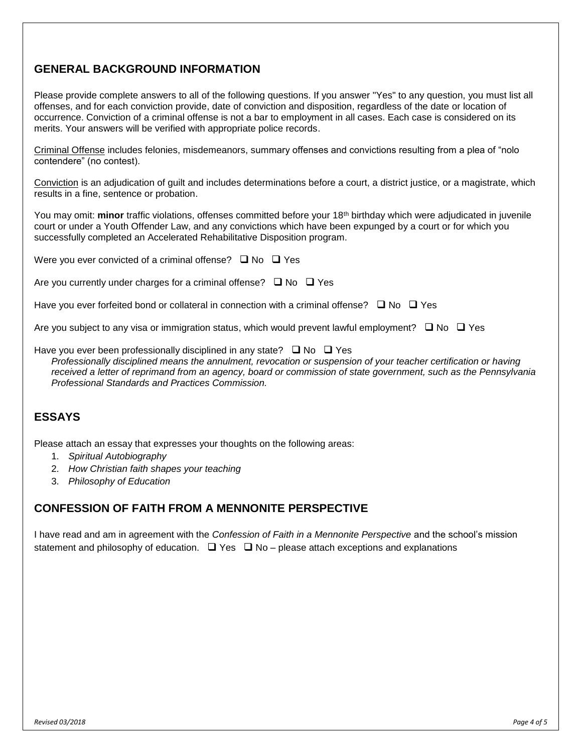## GENERAL BACKGROUND INFORMATION

Please provide complete answers to all of the following questions. If you answer "Yes" to any question, you must list all offenses, and for each conviction provide, date of conviction and disposition, regardless of the date or location of occurrence. Conviction of a criminal offense is not a bar to employment in all cases. Each case is considered on its merits. Your answers will be verified with appropriate police records.

Criminal Offense includes felonies, misdemeanors, summary offenses and convictions resulting from a plea of "nolo contendere" (no contest).

Conviction is an adjudication of guilt and includes determinations before a court, a district justice, or a magistrate, which results in a fine, sentence or probation.

You may omit: **minor** traffic violations, offenses committed before your 18th birthday which were adjudicated in juvenile court or under a Youth Offender Law, and any convictions which have been expunged by a court or for which you successfully completed an Accelerated Rehabilitative Disposition program.

Were you ever convicted of a criminal offense? ☐ No ☐ Yes

Are you currently under charges for a criminal offense? ☐ No ☐ Yes

Have you ever forfeited bond or collateral in connection with a criminal offense? ☐ No ☐ Yes

Are you subject to any visa or immigration status, which would prevent lawful employment? ☐ No ☐ Yes

Have you ever been professionally disciplined in any state? ☐ No ☐ Yes

*Professionally disciplined means the annulment, revocation or suspension of your teacher certification or having received a letter of reprimand from an agency, board or commission of state government, such as the Pennsylvania Professional Standards and Practices Commission.*

## ESSAYS

Please attach an essay that expresses your thoughts on the following areas:

1. *Spiritual Autobiography*
2. *How Christian faith shapes your teaching*
3. *Philosophy of Education*

## CONFESSION OF FAITH FROM A MENNONITE PERSPECTIVE

I have read and am in agreement with the *Confession of Faith in a Mennonite Perspective* and the school's mission statement and philosophy of education. ☐ Yes ☐ No – please attach exceptions and explanations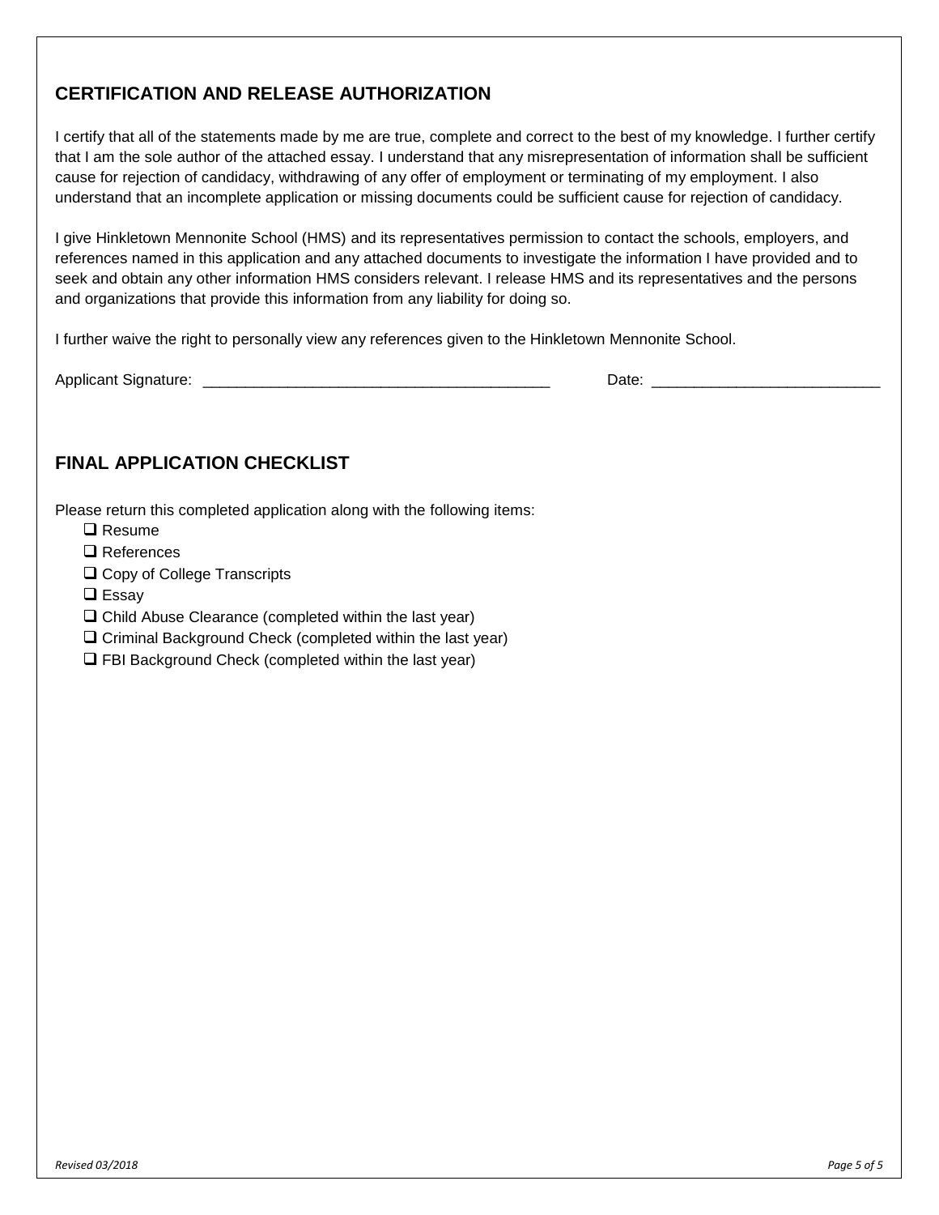## CERTIFICATION AND RELEASE AUTHORIZATION

I certify that all of the statements made by me are true, complete and correct to the best of my knowledge. I further certify that I am the sole author of the attached essay. I understand that any misrepresentation of information shall be sufficient cause for rejection of candidacy, withdrawing of any offer of employment or terminating of my employment. I also understand that an incomplete application or missing documents could be sufficient cause for rejection of candidacy.

I give Hinkletown Mennonite School (HMS) and its representatives permission to contact the schools, employers, and references named in this application and any attached documents to investigate the information I have provided and to seek and obtain any other information HMS considers relevant. I release HMS and its representatives and the persons and organizations that provide this information from any liability for doing so.

I further waive the right to personally view any references given to the Hinkletown Mennonite School.

Applicant Signature: __________________________________________ Date: ___________________________

## FINAL APPLICATION CHECKLIST

Please return this completed application along with the following items:

- ☐ Resume
- ☐ References
- ☐ Copy of College Transcripts
- ☐ Essay
- ☐ Child Abuse Clearance (completed within the last year)
- ☐ Criminal Background Check (completed within the last year)
- ☐ FBI Background Check (completed within the last year)

*Revised 03/2018*